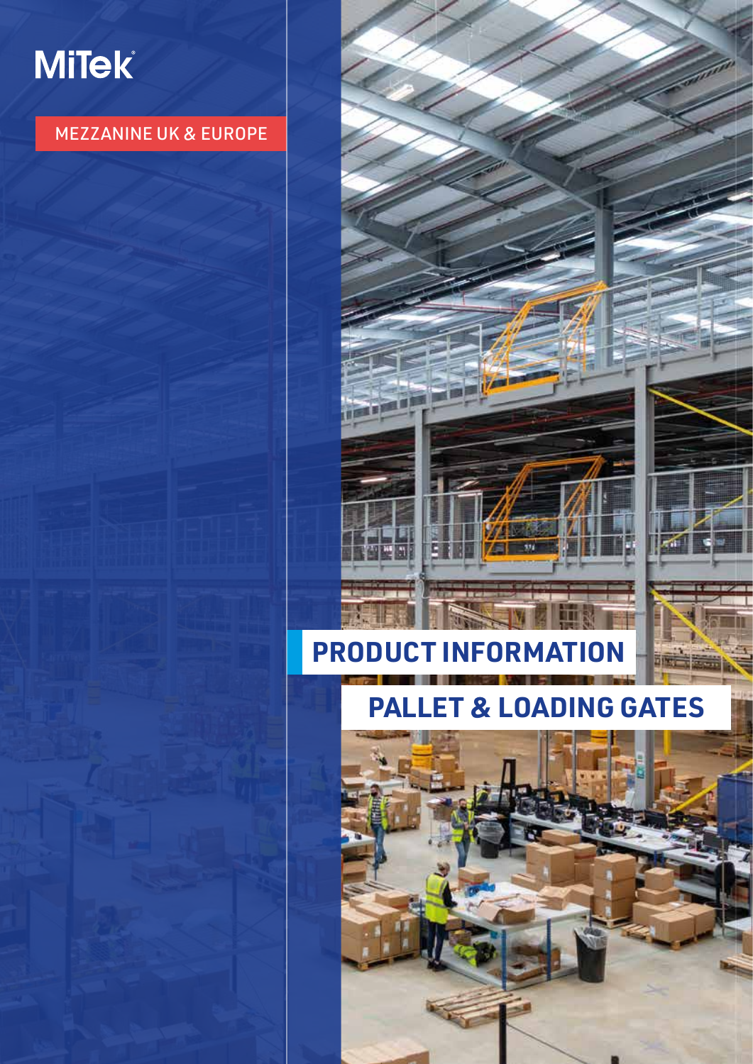MiTek

MEZZANINE UK & EUROPE

# PRODUCT INFORMATION

## PALLET & LOADING GATES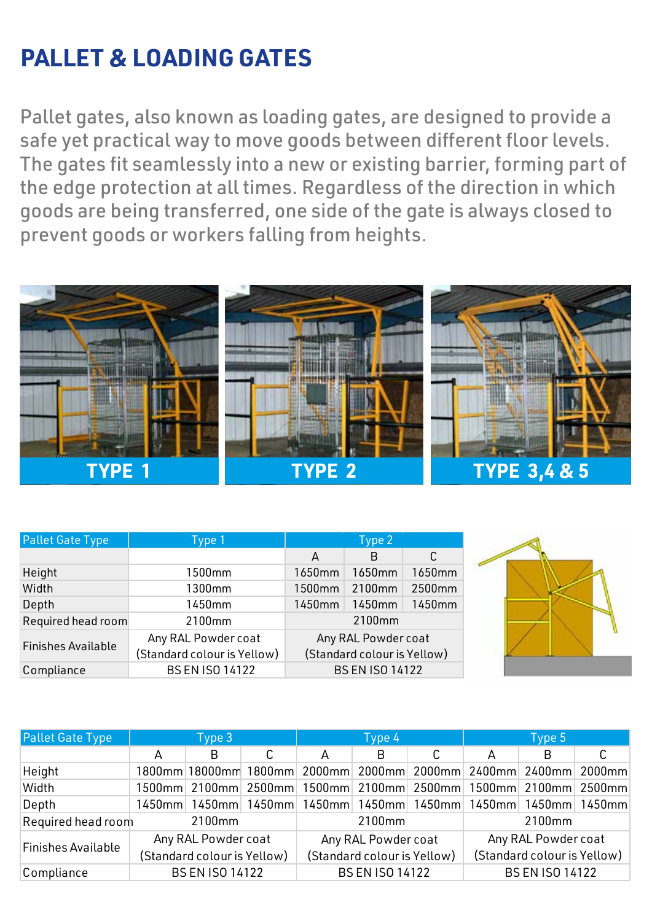# PALLET & LOADING GATES

Pallet gates, also known as loading gates, are designed to provide a safe yet practical way to move goods between different floor levels. The gates fit seamlessly into a new or existing barrier, forming part of the edge protection at all times. Regardless of the direction in which goods are being transferred, one side of the gate is always closed to prevent goods or workers falling from heights.

TYPE 1

TYPE 2

TYPE 3,4 & 5

| Pallet Gate Type | Type 1 | Type 2 | | |
|---|---|---|---|---|
| | | A | B | C |
| Height | 1500mm | 1650mm | 1650mm | 1650mm |
| Width | 1300mm | 1500mm | 2100mm | 2500mm |
| Depth | 1450mm | 1450mm | 1450mm | 1450mm |
| Required head room | 2100mm | 2100mm | | |
| Finishes Available | Any RAL Powder coat (Standard colour is Yellow) | Any RAL Powder coat (Standard colour is Yellow) | | |
| Compliance | BS EN ISO 14122 | BS EN ISO 14122 | | |

| Pallet Gate Type | Type 3 | | | Type 4 | | | Type 5 | | |
|---|---|---|---|---|---|---|---|---|---|
| | A | B | C | A | B | C | A | B | C |
| Height | 1800mm | 18000mm | 1800mm | 2000mm | 2000mm | 2000mm | 2400mm | 2400mm | 2000mm |
| Width | 1500mm | 2100mm | 2500mm | 1500mm | 2100mm | 2500mm | 1500mm | 2100mm | 2500mm |
| Depth | 1450mm | 1450mm | 1450mm | 1450mm | 1450mm | 1450mm | 1450mm | 1450mm | 1450mm |
| Required head room | 2100mm | | | 2100mm | | | 2100mm | | |
| Finishes Available | Any RAL Powder coat (Standard colour is Yellow) | | | Any RAL Powder coat (Standard colour is Yellow) | | | Any RAL Powder coat (Standard colour is Yellow) | | |
| Compliance | BS EN ISO 14122 | | | BS EN ISO 14122 | | | BS EN ISO 14122 | | |